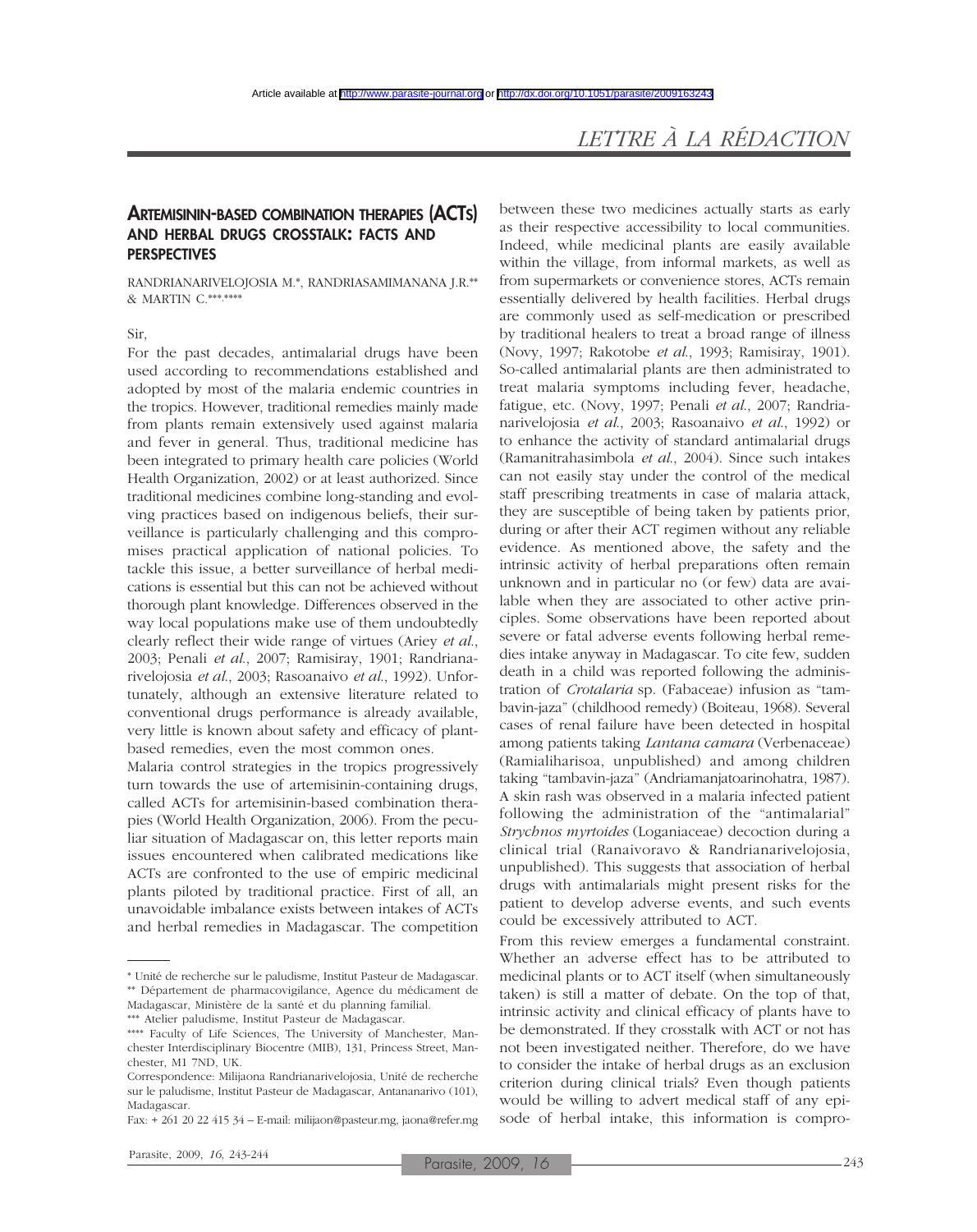LETTRE À LA RÉDACTION

## ARTEMISININ-BASED COMBINATION THERAPIES (ACTS) AND HERBAL DRUGS CROSSTALK: FACTS AND PERSPECTIVES

RANDRIANARIVELOJOSIA M.*, RANDRIASAMIMANANA J.R.** & MARTIN C.***,****

Sir,

For the past decades, antimalarial drugs have been used according to recommendations established and adopted by most of the malaria endemic countries in the tropics. However, traditional remedies mainly made from plants remain extensively used against malaria and fever in general. Thus, traditional medicine has been integrated to primary health care policies (World Health Organization, 2002) or at least authorized. Since traditional medicines combine long-standing and evolving practices based on indigenous beliefs, their surveillance is particularly challenging and this compromises practical application of national policies. To tackle this issue, a better surveillance of herbal medications is essential but this can not be achieved without thorough plant knowledge. Differences observed in the way local populations make use of them undoubtedly clearly reflect their wide range of virtues (Ariey *et al.*, 2003; Penali *et al.*, 2007; Ramisiray, 1901; Randrianarivelojosia *et al.*, 2003; Rasoanaivo *et al.*, 1992). Unfortunately, although an extensive literature related to conventional drugs performance is already available, very little is known about safety and efficacy of plant-based remedies, even the most common ones.

Malaria control strategies in the tropics progressively turn towards the use of artemisinin-containing drugs, called ACTs for artemisinin-based combination therapies (World Health Organization, 2006). From the peculiar situation of Madagascar on, this letter reports main issues encountered when calibrated medications like ACTs are confronted to the use of empiric medicinal plants piloted by traditional practice. First of all, an unavoidable imbalance exists between intakes of ACTs and herbal remedies in Madagascar. The competition between these two medicines actually starts as early as their respective accessibility to local communities. Indeed, while medicinal plants are easily available within the village, from informal markets, as well as from supermarkets or convenience stores, ACTs remain essentially delivered by health facilities. Herbal drugs are commonly used as self-medication or prescribed by traditional healers to treat a broad range of illness (Novy, 1997; Rakotobe *et al.*, 1993; Ramisiray, 1901). So-called antimalarial plants are then administrated to treat malaria symptoms including fever, headache, fatigue, etc. (Novy, 1997; Penali *et al.*, 2007; Randrianarivelojosia *et al.*, 2003; Rasoanaivo *et al.*, 1992) or to enhance the activity of standard antimalarial drugs (Ramanitrahasimbola *et al.*, 2004). Since such intakes can not easily stay under the control of the medical staff prescribing treatments in case of malaria attack, they are susceptible of being taken by patients prior, during or after their ACT regimen without any reliable evidence. As mentioned above, the safety and the intrinsic activity of herbal preparations often remain unknown and in particular no (or few) data are available when they are associated to other active principles. Some observations have been reported about severe or fatal adverse events following herbal remedies intake anyway in Madagascar. To cite few, sudden death in a child was reported following the administration of *Crotalaria* sp. (Fabaceae) infusion as "tambavin-jaza" (childhood remedy) (Boiteau, 1968). Several cases of renal failure have been detected in hospital among patients taking *Lantana camara* (Verbenaceae) (Ramialiharisoa, unpublished) and among children taking "tambavin-jaza" (Andriamanjatoarinohatra, 1987). A skin rash was observed in a malaria infected patient following the administration of the "antimalarial" *Strychnos myrtoides* (Loganiaceae) decoction during a clinical trial (Ranaivoravo & Randrianarivelojosia, unpublished). This suggests that association of herbal drugs with antimalarials might present risks for the patient to develop adverse events, and such events could be excessively attributed to ACT.

From this review emerges a fundamental constraint. Whether an adverse effect has to be attributed to medicinal plants or to ACT itself (when simultaneously taken) is still a matter of debate. On the top of that, intrinsic activity and clinical efficacy of plants have to be demonstrated. If they crosstalk with ACT or not has not been investigated neither. Therefore, do we have to consider the intake of herbal drugs as an exclusion criterion during clinical trials? Even though patients would be willing to advert medical staff of any episode of herbal intake, this information is compro-

* Unité de recherche sur le paludisme, Institut Pasteur de Madagascar.
** Département de pharmacovigilance, Agence du médicament de Madagascar, Ministère de la santé et du planning familial.
*** Atelier paludisme, Institut Pasteur de Madagascar.
**** Faculty of Life Sciences, The University of Manchester, Manchester Interdisciplinary Biocentre (MIB), 131, Princess Street, Manchester, M1 7ND, UK.

Correspondence: Milijaona Randrianarivelojosia, Unité de recherche sur le paludisme, Institut Pasteur de Madagascar, Antananarivo (101), Madagascar.

Fax: + 261 20 22 415 34 – E-mail: milijaon@pasteur.mg, jaona@refer.mg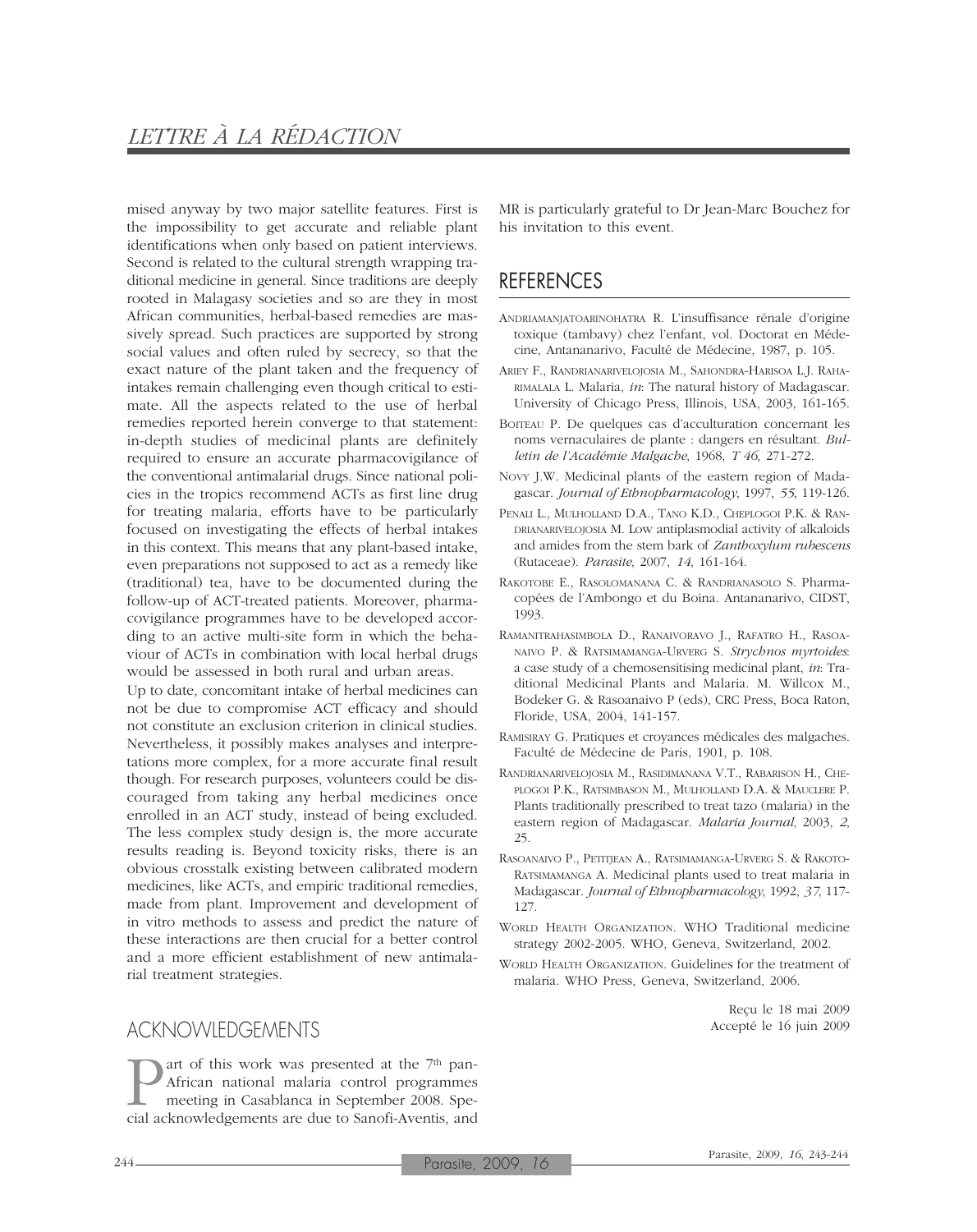mised anyway by two major satellite features. First is the impossibility to get accurate and reliable plant identifications when only based on patient interviews. Second is related to the cultural strength wrapping traditional medicine in general. Since traditions are deeply rooted in Malagasy societies and so are they in most African communities, herbal-based remedies are massively spread. Such practices are supported by strong social values and often ruled by secrecy, so that the exact nature of the plant taken and the frequency of intakes remain challenging even though critical to estimate. All the aspects related to the use of herbal remedies reported herein converge to that statement: in-depth studies of medicinal plants are definitely required to ensure an accurate pharmacovigilance of the conventional antimalarial drugs. Since national policies in the tropics recommend ACTs as first line drug for treating malaria, efforts have to be particularly focused on investigating the effects of herbal intakes in this context. This means that any plant-based intake, even preparations not supposed to act as a remedy like (traditional) tea, have to be documented during the follow-up of ACT-treated patients. Moreover, pharmacovigilance programmes have to be developed according to an active multi-site form in which the behaviour of ACTs in combination with local herbal drugs would be assessed in both rural and urban areas.

Up to date, concomitant intake of herbal medicines can not be due to compromise ACT efficacy and should not constitute an exclusion criterion in clinical studies. Nevertheless, it possibly makes analyses and interpretations more complex, for a more accurate final result though. For research purposes, volunteers could be discouraged from taking any herbal medicines once enrolled in an ACT study, instead of being excluded. The less complex study design is, the more accurate results reading is. Beyond toxicity risks, there is an obvious crosstalk existing between calibrated modern medicines, like ACTs, and empiric traditional remedies, made from plant. Improvement and development of in vitro methods to assess and predict the nature of these interactions are then crucial for a better control and a more efficient establishment of new antimalarial treatment strategies.

## ACKNOWLEDGEMENTS

Part of this work was presented at the 7th pan-African national malaria control programmes meeting in Casablanca in September 2008. Special acknowledgements are due to Sanofi-Aventis, and MR is particularly grateful to Dr Jean-Marc Bouchez for his invitation to this event.

## REFERENCES

Andriamanjatoarinohatra R. L'insuffisance rénale d'origine toxique (tambavy) chez l'enfant, vol. Doctorat en Médecine, Antananarivo, Faculté de Médecine, 1987, p. 105.

Ariey F., Randrianarivelojosia M., Sahondra-Harisoa L.J. Raharimalala L. Malaria, *in*: The natural history of Madagascar. University of Chicago Press, Illinois, USA, 2003, 161-165.

Boiteau P. De quelques cas d'acculturation concernant les noms vernaculaires de plante : dangers en résultant. *Bulletin de l'Académie Malgache*, 1968, *T 46*, 271-272.

Novy J.W. Medicinal plants of the eastern region of Madagascar. *Journal of Ethnopharmacology*, 1997, *55*, 119-126.

Penali L., Mulholland D.A., Tano K.D., Cheplogoi P.K. & Randrianarivelojosia M. Low antiplasmodial activity of alkaloids and amides from the stem bark of *Zanthoxylum rubescens* (Rutaceae). *Parasite*, 2007, *14*, 161-164.

Rakotobe E., Rasolomanana C. & Randrianasolo S. Pharmacopées de l'Ambongo et du Boina. Antananarivo, CIDST, 1993.

Ramanitrahasimbola D., Ranaivoravo J., Rafatro H., Rasoanaivo P. & Ratsimamanga-Urverg S. *Strychnos myrtoides*: a case study of a chemosensitising medicinal plant, *in*: Traditional Medicinal Plants and Malaria. M. Willcox M., Bodeker G. & Rasoanaivo P (eds), CRC Press, Boca Raton, Floride, USA, 2004, 141-157.

Ramisiray G. Pratiques et croyances médicales des malgaches. Faculté de Médecine de Paris, 1901, p. 108.

Randrianarivelojosia M., Rasidimanana V.T., Rabarison H., Cheplogoi P.K., Ratsimbason M., Mulholland D.A. & Mauclere P. Plants traditionally prescribed to treat tazo (malaria) in the eastern region of Madagascar. *Malaria Journal*, 2003, *2*, 25.

Rasoanaivo P., Petitjean A., Ratsimamanga-Urverg S. & Rakoto-Ratsimamanga A. Medicinal plants used to treat malaria in Madagascar. *Journal of Ethnopharmacology*, 1992, *37*, 117-127.

World Health Organization. WHO Traditional medicine strategy 2002-2005. WHO, Geneva, Switzerland, 2002.

World Health Organization. Guidelines for the treatment of malaria. WHO Press, Geneva, Switzerland, 2006.

Reçu le 18 mai 2009
Accepté le 16 juin 2009